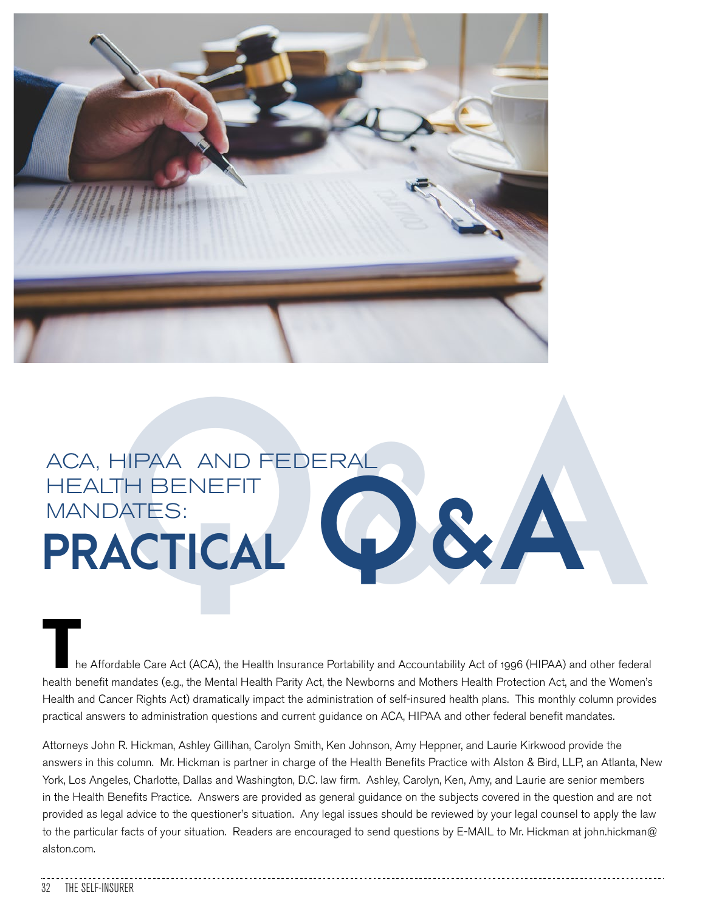# ACA, HIPAA AND FEDERAL HEALTH BENEFIT MANDATES: PRACTICAL Q&A

The Affordable Care Act (ACA), the Health Insurance Portability and Accountability Act of 1996 (HIPAA) and other federal health benefit mandates (e.g., the Mental Health Parity Act, the Newborns and Mothers Health Protection Act, and the Women's Health and Cancer Rights Act) dramatically impact the administration of self-insured health plans. This monthly column provides practical answers to administration questions and current guidance on ACA, HIPAA and other federal benefit mandates.

Attorneys John R. Hickman, Ashley Gillihan, Carolyn Smith, Ken Johnson, Amy Heppner, and Laurie Kirkwood provide the answers in this column. Mr. Hickman is partner in charge of the Health Benefits Practice with Alston & Bird, LLP, an Atlanta, New York, Los Angeles, Charlotte, Dallas and Washington, D.C. law firm. Ashley, Carolyn, Ken, Amy, and Laurie are senior members in the Health Benefits Practice. Answers are provided as general guidance on the subjects covered in the question and are not provided as legal advice to the questioner's situation. Any legal issues should be reviewed by your legal counsel to apply the law to the particular facts of your situation. Readers are encouraged to send questions by E-MAIL to Mr. Hickman at john.hickman@alston.com.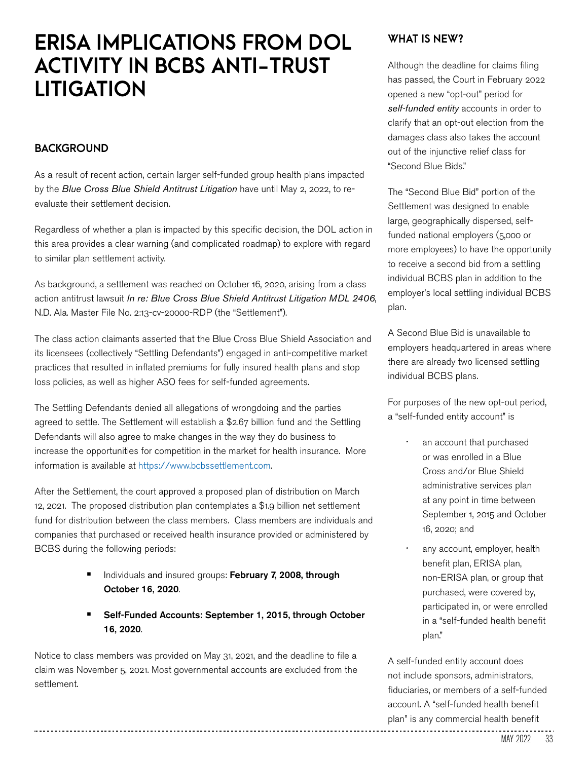# ERISA IMPLICATIONS FROM DOL ACTIVITY IN BCBS ANTI-TRUST LITIGATION

## BACKGROUND

As a result of recent action, certain larger self-funded group health plans impacted by the *Blue Cross Blue Shield Antitrust Litigation* have until May 2, 2022, to re-evaluate their settlement decision.

Regardless of whether a plan is impacted by this specific decision, the DOL action in this area provides a clear warning (and complicated roadmap) to explore with regard to similar plan settlement activity.

As background, a settlement was reached on October 16, 2020, arising from a class action antitrust lawsuit *In re: Blue Cross Blue Shield Antitrust Litigation MDL 2406*, N.D. Ala. Master File No. 2:13-cv-20000-RDP (the "Settlement").

The class action claimants asserted that the Blue Cross Blue Shield Association and its licensees (collectively "Settling Defendants") engaged in anti-competitive market practices that resulted in inflated premiums for fully insured health plans and stop loss policies, as well as higher ASO fees for self-funded agreements.

The Settling Defendants denied all allegations of wrongdoing and the parties agreed to settle. The Settlement will establish a $2.67 billion fund and the Settling Defendants will also agree to make changes in the way they do business to increase the opportunities for competition in the market for health insurance. More information is available at https://www.bcbssettlement.com.

After the Settlement, the court approved a proposed plan of distribution on March 12, 2021. The proposed distribution plan contemplates a $1.9 billion net settlement fund for distribution between the class members. Class members are individuals and companies that purchased or received health insurance provided or administered by BCBS during the following periods:

- Individuals and insured groups: **February 7, 2008, through October 16, 2020**.
- **Self-Funded Accounts: September 1, 2015, through October 16, 2020**.

Notice to class members was provided on May 31, 2021, and the deadline to file a claim was November 5, 2021. Most governmental accounts are excluded from the settlement.

## WHAT IS NEW?

Although the deadline for claims filing has passed, the Court in February 2022 opened a new "opt-out" period for *self-funded entity* accounts in order to clarify that an opt-out election from the damages class also takes the account out of the injunctive relief class for "Second Blue Bids."

The "Second Blue Bid" portion of the Settlement was designed to enable large, geographically dispersed, self-funded national employers (5,000 or more employees) to have the opportunity to receive a second bid from a settling individual BCBS plan in addition to the employer's local settling individual BCBS plan.

A Second Blue Bid is unavailable to employers headquartered in areas where there are already two licensed settling individual BCBS plans.

For purposes of the new opt-out period, a "self-funded entity account" is

- an account that purchased or was enrolled in a Blue Cross and/or Blue Shield administrative services plan at any point in time between September 1, 2015 and October 16, 2020; and
- any account, employer, health benefit plan, ERISA plan, non-ERISA plan, or group that purchased, were covered by, participated in, or were enrolled in a "self-funded health benefit plan."

A self-funded entity account does not include sponsors, administrators, fiduciaries, or members of a self-funded account. A "self-funded health benefit plan" is any commercial health benefit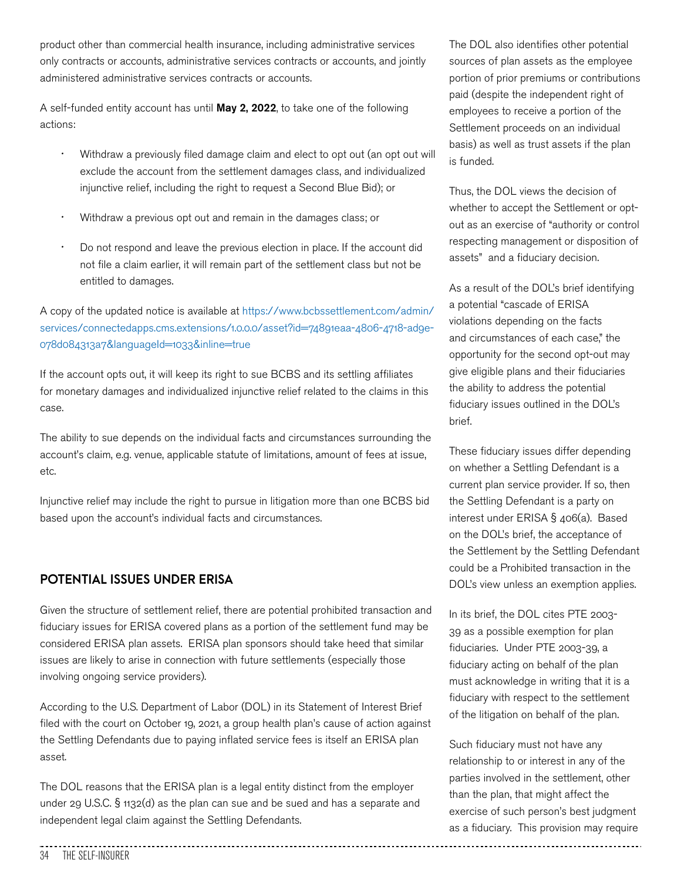product other than commercial health insurance, including administrative services only contracts or accounts, administrative services contracts or accounts, and jointly administered administrative services contracts or accounts.

A self-funded entity account has until **May 2, 2022**, to take one of the following actions:

- Withdraw a previously filed damage claim and elect to opt out (an opt out will exclude the account from the settlement damages class, and individualized injunctive relief, including the right to request a Second Blue Bid); or
- Withdraw a previous opt out and remain in the damages class; or
- Do not respond and leave the previous election in place. If the account did not file a claim earlier, it will remain part of the settlement class but not be entitled to damages.

A copy of the updated notice is available at https://www.bcbssettlement.com/admin/services/connectedapps.cms.extensions/1.0.0.0/asset?id=74891eaa-4806-4718-ad9e-078d084313a7&languageId=1033&inline=true

If the account opts out, it will keep its right to sue BCBS and its settling affiliates for monetary damages and individualized injunctive relief related to the claims in this case.

The ability to sue depends on the individual facts and circumstances surrounding the account's claim, e.g. venue, applicable statute of limitations, amount of fees at issue, etc.

Injunctive relief may include the right to pursue in litigation more than one BCBS bid based upon the account's individual facts and circumstances.

## POTENTIAL ISSUES UNDER ERISA

Given the structure of settlement relief, there are potential prohibited transaction and fiduciary issues for ERISA covered plans as a portion of the settlement fund may be considered ERISA plan assets. ERISA plan sponsors should take heed that similar issues are likely to arise in connection with future settlements (especially those involving ongoing service providers).

According to the U.S. Department of Labor (DOL) in its Statement of Interest Brief filed with the court on October 19, 2021, a group health plan's cause of action against the Settling Defendants due to paying inflated service fees is itself an ERISA plan asset.

The DOL reasons that the ERISA plan is a legal entity distinct from the employer under 29 U.S.C. § 1132(d) as the plan can sue and be sued and has a separate and independent legal claim against the Settling Defendants.

The DOL also identifies other potential sources of plan assets as the employee portion of prior premiums or contributions paid (despite the independent right of employees to receive a portion of the Settlement proceeds on an individual basis) as well as trust assets if the plan is funded.

Thus, the DOL views the decision of whether to accept the Settlement or opt-out as an exercise of "authority or control respecting management or disposition of assets" and a fiduciary decision.

As a result of the DOL's brief identifying a potential "cascade of ERISA violations depending on the facts and circumstances of each case," the opportunity for the second opt-out may give eligible plans and their fiduciaries the ability to address the potential fiduciary issues outlined in the DOL's brief.

These fiduciary issues differ depending on whether a Settling Defendant is a current plan service provider. If so, then the Settling Defendant is a party on interest under ERISA § 406(a). Based on the DOL's brief, the acceptance of the Settlement by the Settling Defendant could be a Prohibited transaction in the DOL's view unless an exemption applies.

In its brief, the DOL cites PTE 2003-39 as a possible exemption for plan fiduciaries. Under PTE 2003-39, a fiduciary acting on behalf of the plan must acknowledge in writing that it is a fiduciary with respect to the settlement of the litigation on behalf of the plan.

Such fiduciary must not have any relationship to or interest in any of the parties involved in the settlement, other than the plan, that might affect the exercise of such person's best judgment as a fiduciary. This provision may require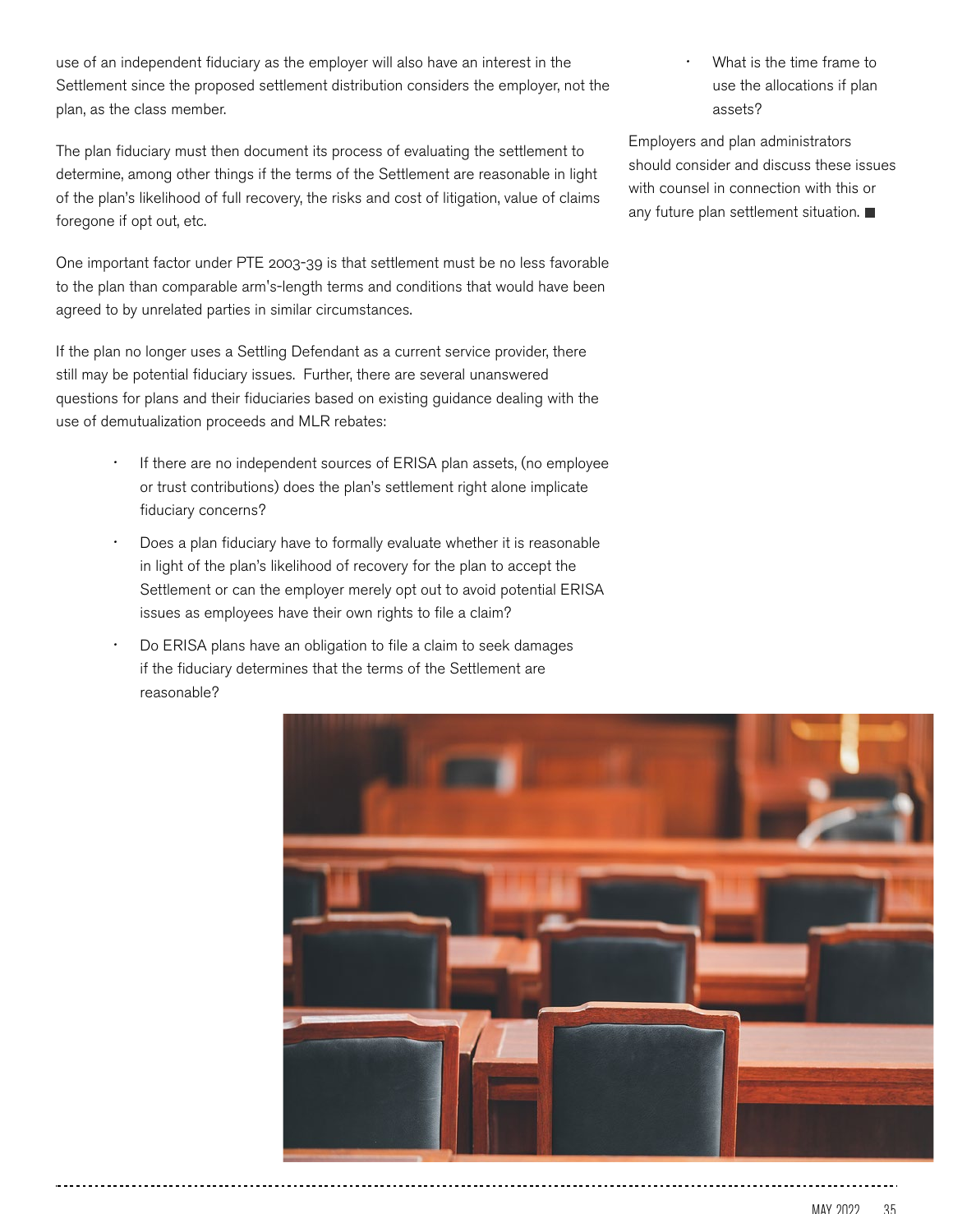use of an independent fiduciary as the employer will also have an interest in the Settlement since the proposed settlement distribution considers the employer, not the plan, as the class member.

The plan fiduciary must then document its process of evaluating the settlement to determine, among other things if the terms of the Settlement are reasonable in light of the plan's likelihood of full recovery, the risks and cost of litigation, value of claims foregone if opt out, etc.

One important factor under PTE 2003-39 is that settlement must be no less favorable to the plan than comparable arm's-length terms and conditions that would have been agreed to by unrelated parties in similar circumstances.

If the plan no longer uses a Settling Defendant as a current service provider, there still may be potential fiduciary issues. Further, there are several unanswered questions for plans and their fiduciaries based on existing guidance dealing with the use of demutualization proceeds and MLR rebates:

- If there are no independent sources of ERISA plan assets, (no employee or trust contributions) does the plan's settlement right alone implicate fiduciary concerns?
- Does a plan fiduciary have to formally evaluate whether it is reasonable in light of the plan's likelihood of recovery for the plan to accept the Settlement or can the employer merely opt out to avoid potential ERISA issues as employees have their own rights to file a claim?
- Do ERISA plans have an obligation to file a claim to seek damages if the fiduciary determines that the terms of the Settlement are reasonable?
- What is the time frame to use the allocations if plan assets?

Employers and plan administrators should consider and discuss these issues with counsel in connection with this or any future plan settlement situation. ■